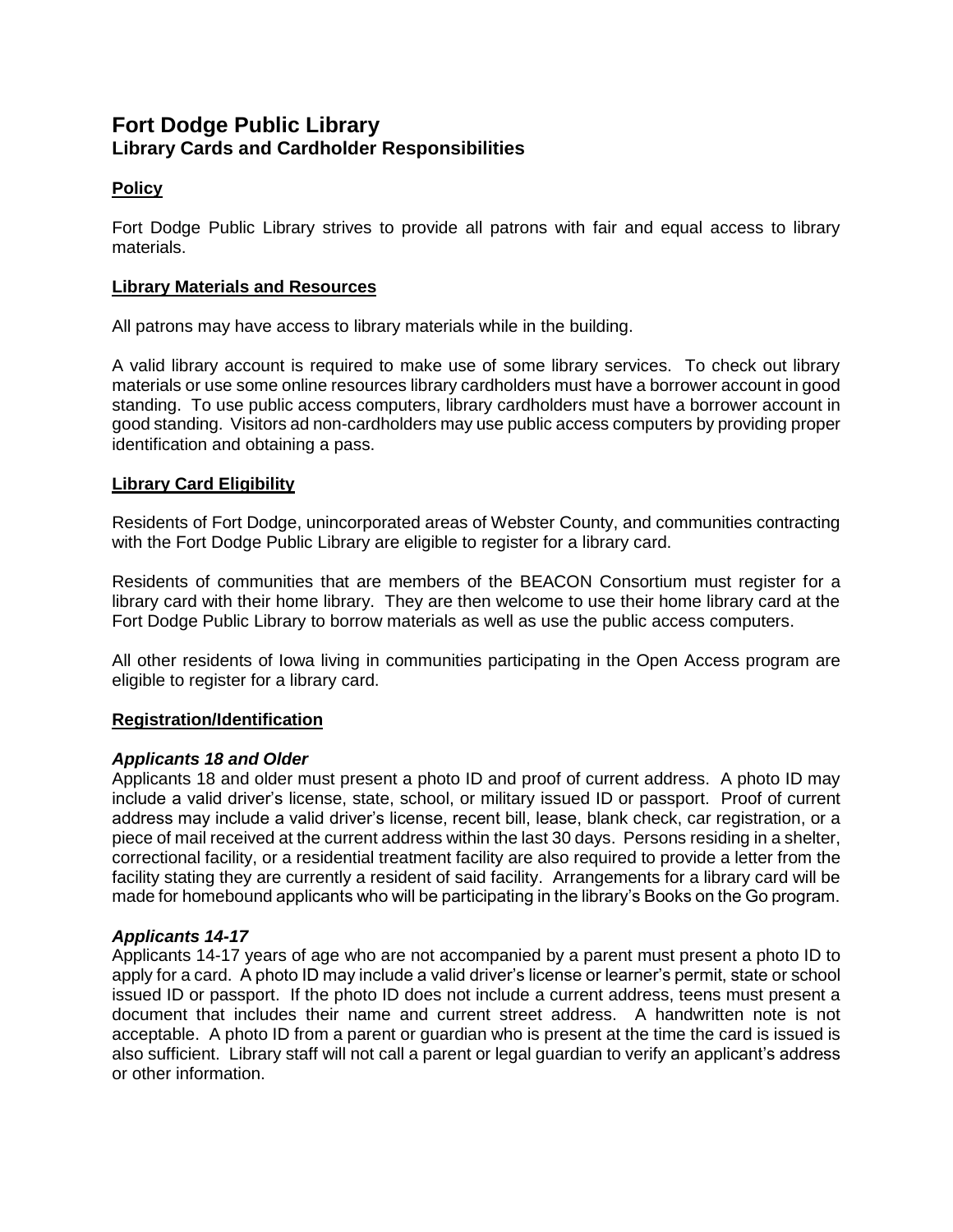# Fort Dodge Public Library

## Library Cards and Cardholder Responsibilities

### Policy

Fort Dodge Public Library strives to provide all patrons with fair and equal access to library materials.

### Library Materials and Resources

All patrons may have access to library materials while in the building.

A valid library account is required to make use of some library services. To check out library materials or use some online resources library cardholders must have a borrower account in good standing. To use public access computers, library cardholders must have a borrower account in good standing. Visitors ad non-cardholders may use public access computers by providing proper identification and obtaining a pass.

### Library Card Eligibility

Residents of Fort Dodge, unincorporated areas of Webster County, and communities contracting with the Fort Dodge Public Library are eligible to register for a library card.

Residents of communities that are members of the BEACON Consortium must register for a library card with their home library. They are then welcome to use their home library card at the Fort Dodge Public Library to borrow materials as well as use the public access computers.

All other residents of Iowa living in communities participating in the Open Access program are eligible to register for a library card.

### Registration/Identification

***Applicants 18 and Older***

Applicants 18 and older must present a photo ID and proof of current address. A photo ID may include a valid driver's license, state, school, or military issued ID or passport. Proof of current address may include a valid driver's license, recent bill, lease, blank check, car registration, or a piece of mail received at the current address within the last 30 days. Persons residing in a shelter, correctional facility, or a residential treatment facility are also required to provide a letter from the facility stating they are currently a resident of said facility. Arrangements for a library card will be made for homebound applicants who will be participating in the library's Books on the Go program.

***Applicants 14-17***

Applicants 14-17 years of age who are not accompanied by a parent must present a photo ID to apply for a card. A photo ID may include a valid driver's license or learner's permit, state or school issued ID or passport. If the photo ID does not include a current address, teens must present a document that includes their name and current street address. A handwritten note is not acceptable. A photo ID from a parent or guardian who is present at the time the card is issued is also sufficient. Library staff will not call a parent or legal guardian to verify an applicant's address or other information.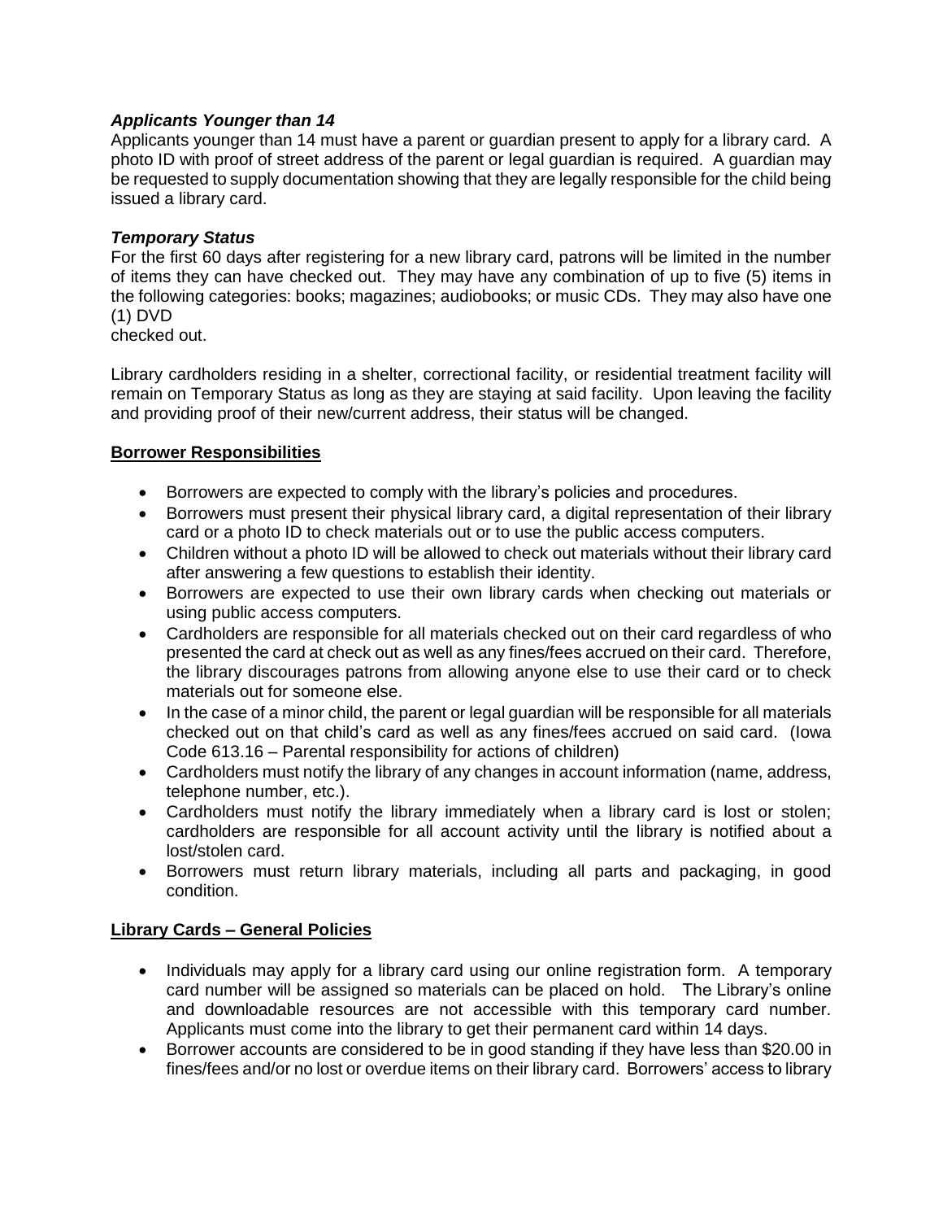### *Applicants Younger than 14*

Applicants younger than 14 must have a parent or guardian present to apply for a library card. A photo ID with proof of street address of the parent or legal guardian is required. A guardian may be requested to supply documentation showing that they are legally responsible for the child being issued a library card.

### *Temporary Status*

For the first 60 days after registering for a new library card, patrons will be limited in the number of items they can have checked out. They may have any combination of up to five (5) items in the following categories: books; magazines; audiobooks; or music CDs. They may also have one (1) DVD checked out.

Library cardholders residing in a shelter, correctional facility, or residential treatment facility will remain on Temporary Status as long as they are staying at said facility. Upon leaving the facility and providing proof of their new/current address, their status will be changed.

## Borrower Responsibilities

- Borrowers are expected to comply with the library's policies and procedures.
- Borrowers must present their physical library card, a digital representation of their library card or a photo ID to check materials out or to use the public access computers.
- Children without a photo ID will be allowed to check out materials without their library card after answering a few questions to establish their identity.
- Borrowers are expected to use their own library cards when checking out materials or using public access computers.
- Cardholders are responsible for all materials checked out on their card regardless of who presented the card at check out as well as any fines/fees accrued on their card. Therefore, the library discourages patrons from allowing anyone else to use their card or to check materials out for someone else.
- In the case of a minor child, the parent or legal guardian will be responsible for all materials checked out on that child's card as well as any fines/fees accrued on said card. (Iowa Code 613.16 – Parental responsibility for actions of children)
- Cardholders must notify the library of any changes in account information (name, address, telephone number, etc.).
- Cardholders must notify the library immediately when a library card is lost or stolen; cardholders are responsible for all account activity until the library is notified about a lost/stolen card.
- Borrowers must return library materials, including all parts and packaging, in good condition.

## Library Cards – General Policies

- Individuals may apply for a library card using our online registration form. A temporary card number will be assigned so materials can be placed on hold. The Library's online and downloadable resources are not accessible with this temporary card number. Applicants must come into the library to get their permanent card within 14 days.
- Borrower accounts are considered to be in good standing if they have less than $20.00 in fines/fees and/or no lost or overdue items on their library card. Borrowers' access to library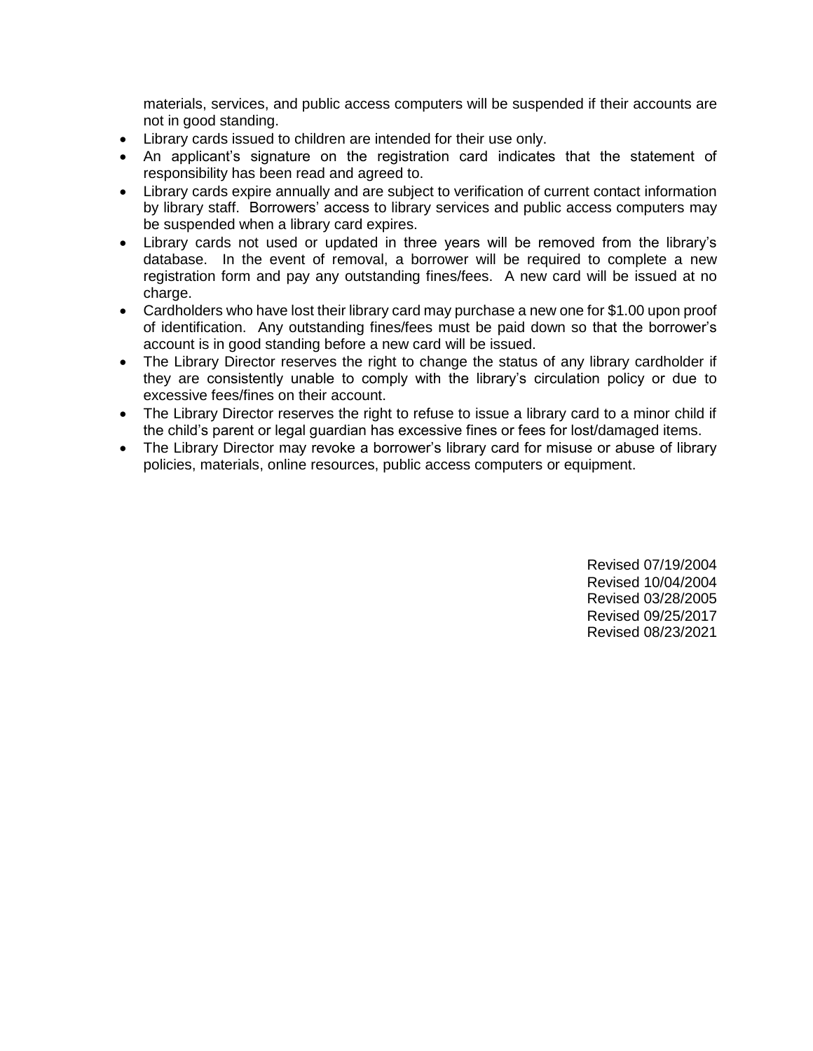materials, services, and public access computers will be suspended if their accounts are not in good standing.

- Library cards issued to children are intended for their use only.
- An applicant's signature on the registration card indicates that the statement of responsibility has been read and agreed to.
- Library cards expire annually and are subject to verification of current contact information by library staff. Borrowers' access to library services and public access computers may be suspended when a library card expires.
- Library cards not used or updated in three years will be removed from the library's database. In the event of removal, a borrower will be required to complete a new registration form and pay any outstanding fines/fees. A new card will be issued at no charge.
- Cardholders who have lost their library card may purchase a new one for $1.00 upon proof of identification. Any outstanding fines/fees must be paid down so that the borrower's account is in good standing before a new card will be issued.
- The Library Director reserves the right to change the status of any library cardholder if they are consistently unable to comply with the library's circulation policy or due to excessive fees/fines on their account.
- The Library Director reserves the right to refuse to issue a library card to a minor child if the child's parent or legal guardian has excessive fines or fees for lost/damaged items.
- The Library Director may revoke a borrower's library card for misuse or abuse of library policies, materials, online resources, public access computers or equipment.

Revised 07/19/2004
Revised 10/04/2004
Revised 03/28/2005
Revised 09/25/2017
Revised 08/23/2021